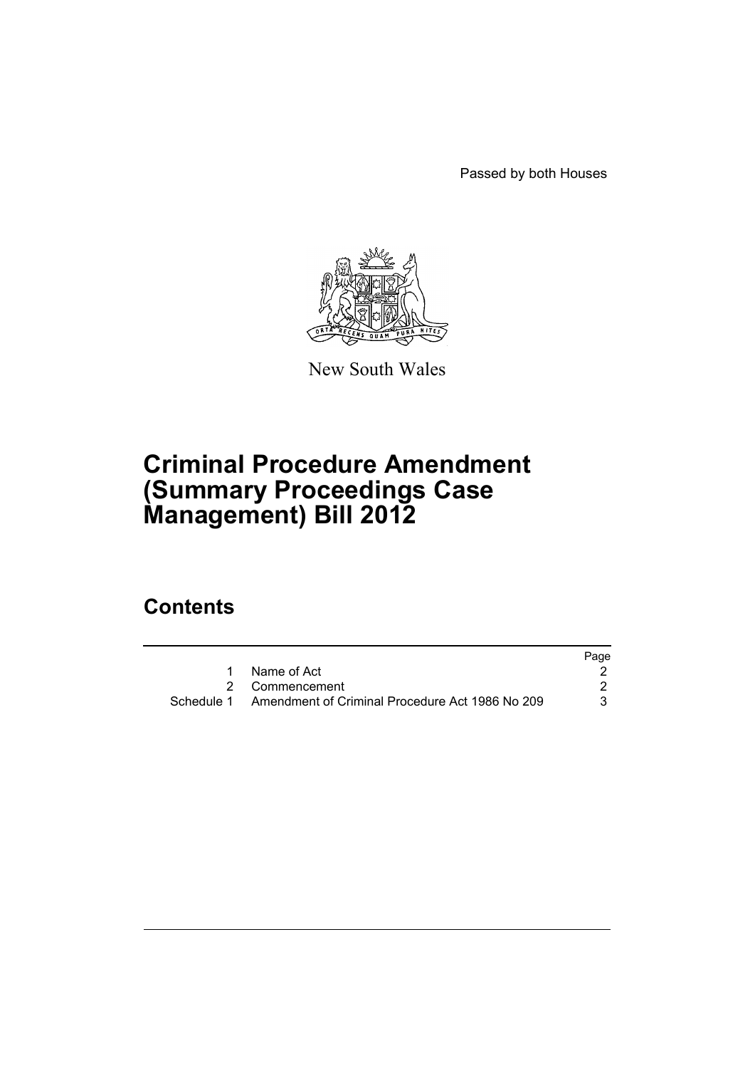Passed by both Houses

New South Wales

# Criminal Procedure Amendment (Summary Proceedings Case Management) Bill 2012

## Contents

| | | Page |
|---|---|---|
| 1 | Name of Act | 2 |
| 2 | Commencement | 2 |
| Schedule 1 | Amendment of Criminal Procedure Act 1986 No 209 | 3 |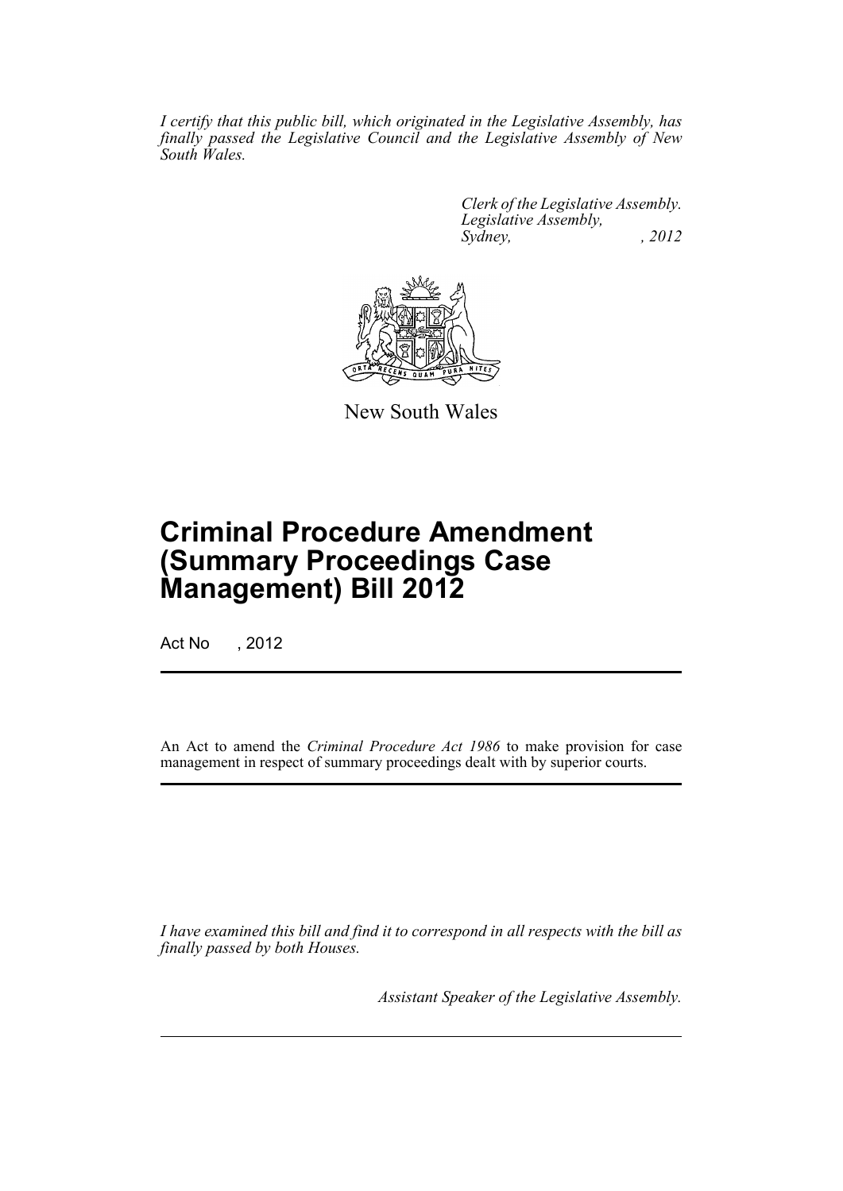*I certify that this public bill, which originated in the Legislative Assembly, has finally passed the Legislative Council and the Legislative Assembly of New South Wales.*

*Clerk of the Legislative Assembly.*
*Legislative Assembly,*
*Sydney, , 2012*

New South Wales

# Criminal Procedure Amendment (Summary Proceedings Case Management) Bill 2012

Act No , 2012

An Act to amend the *Criminal Procedure Act 1986* to make provision for case management in respect of summary proceedings dealt with by superior courts.

*I have examined this bill and find it to correspond in all respects with the bill as finally passed by both Houses.*

*Assistant Speaker of the Legislative Assembly.*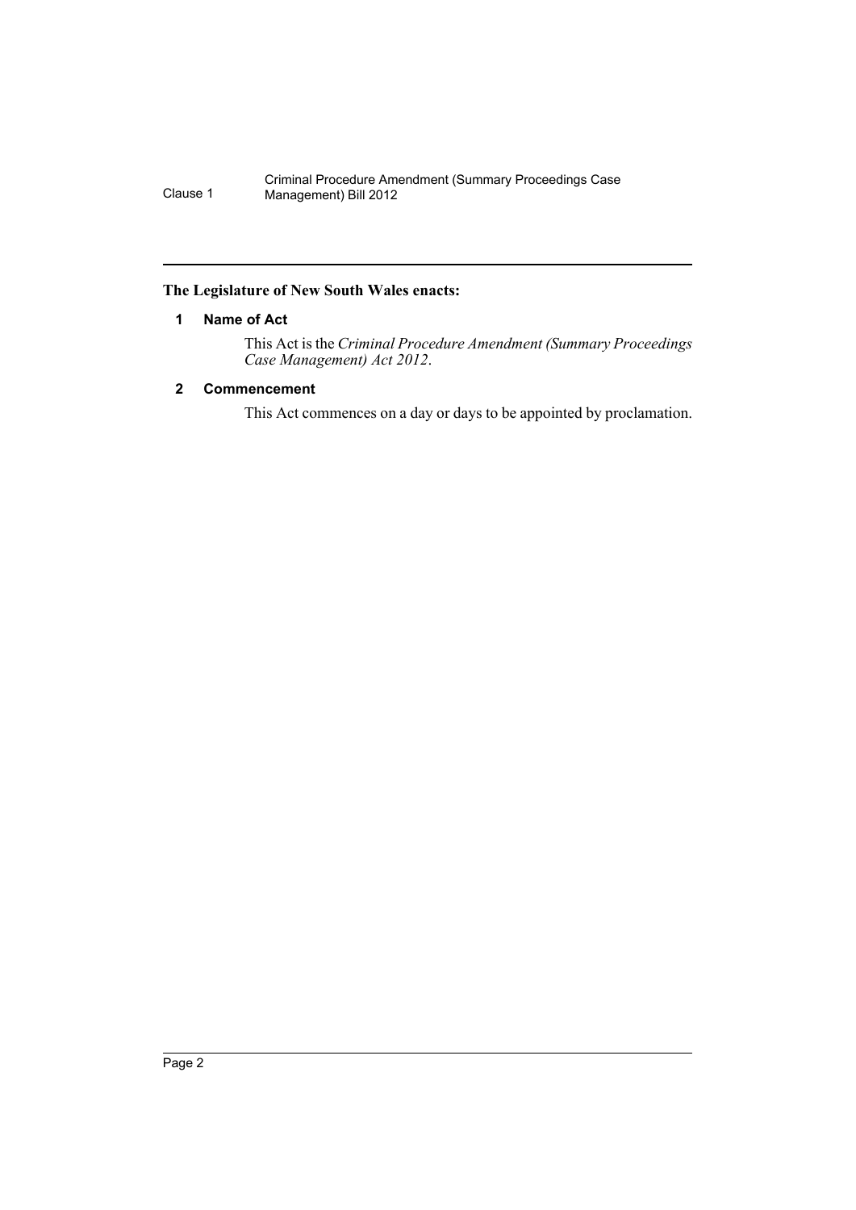**The Legislature of New South Wales enacts:**

## 1 Name of Act

This Act is the *Criminal Procedure Amendment (Summary Proceedings Case Management) Act 2012*.

## 2 Commencement

This Act commences on a day or days to be appointed by proclamation.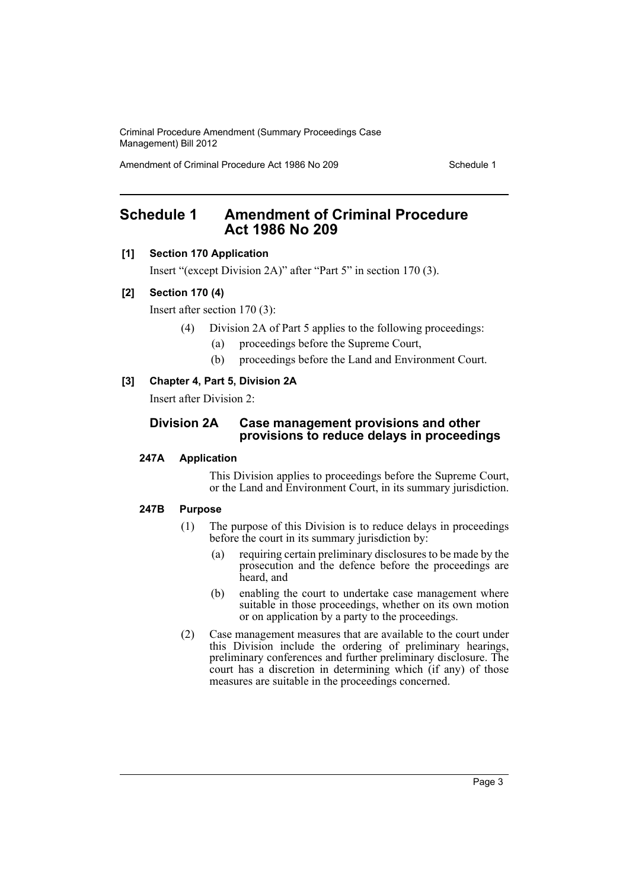# Schedule 1 Amendment of Criminal Procedure Act 1986 No 209

**[1] Section 170 Application**

Insert "(except Division 2A)" after "Part 5" in section 170 (3).

**[2] Section 170 (4)**

Insert after section 170 (3):

(4) Division 2A of Part 5 applies to the following proceedings:

(a) proceedings before the Supreme Court,

(b) proceedings before the Land and Environment Court.

**[3] Chapter 4, Part 5, Division 2A**

Insert after Division 2:

## Division 2A Case management provisions and other provisions to reduce delays in proceedings

### 247A Application

This Division applies to proceedings before the Supreme Court, or the Land and Environment Court, in its summary jurisdiction.

### 247B Purpose

(1) The purpose of this Division is to reduce delays in proceedings before the court in its summary jurisdiction by:

(a) requiring certain preliminary disclosures to be made by the prosecution and the defence before the proceedings are heard, and

(b) enabling the court to undertake case management where suitable in those proceedings, whether on its own motion or on application by a party to the proceedings.

(2) Case management measures that are available to the court under this Division include the ordering of preliminary hearings, preliminary conferences and further preliminary disclosure. The court has a discretion in determining which (if any) of those measures are suitable in the proceedings concerned.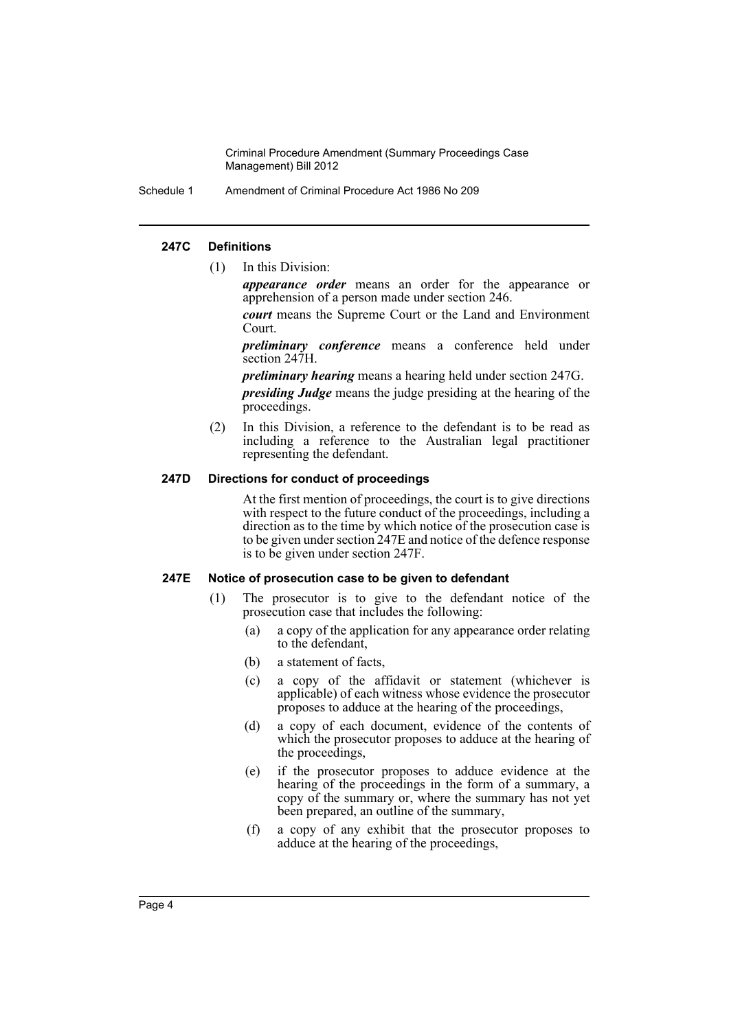#### 247C Definitions

(1) In this Division:

***appearance order*** means an order for the appearance or apprehension of a person made under section 246.

***court*** means the Supreme Court or the Land and Environment Court.

***preliminary conference*** means a conference held under section 247H.

***preliminary hearing*** means a hearing held under section 247G.

***presiding Judge*** means the judge presiding at the hearing of the proceedings.

(2) In this Division, a reference to the defendant is to be read as including a reference to the Australian legal practitioner representing the defendant.

#### 247D Directions for conduct of proceedings

At the first mention of proceedings, the court is to give directions with respect to the future conduct of the proceedings, including a direction as to the time by which notice of the prosecution case is to be given under section 247E and notice of the defence response is to be given under section 247F.

#### 247E Notice of prosecution case to be given to defendant

(1) The prosecutor is to give to the defendant notice of the prosecution case that includes the following:

(a) a copy of the application for any appearance order relating to the defendant,

(b) a statement of facts,

(c) a copy of the affidavit or statement (whichever is applicable) of each witness whose evidence the prosecutor proposes to adduce at the hearing of the proceedings,

(d) a copy of each document, evidence of the contents of which the prosecutor proposes to adduce at the hearing of the proceedings,

(e) if the prosecutor proposes to adduce evidence at the hearing of the proceedings in the form of a summary, a copy of the summary or, where the summary has not yet been prepared, an outline of the summary,

(f) a copy of any exhibit that the prosecutor proposes to adduce at the hearing of the proceedings,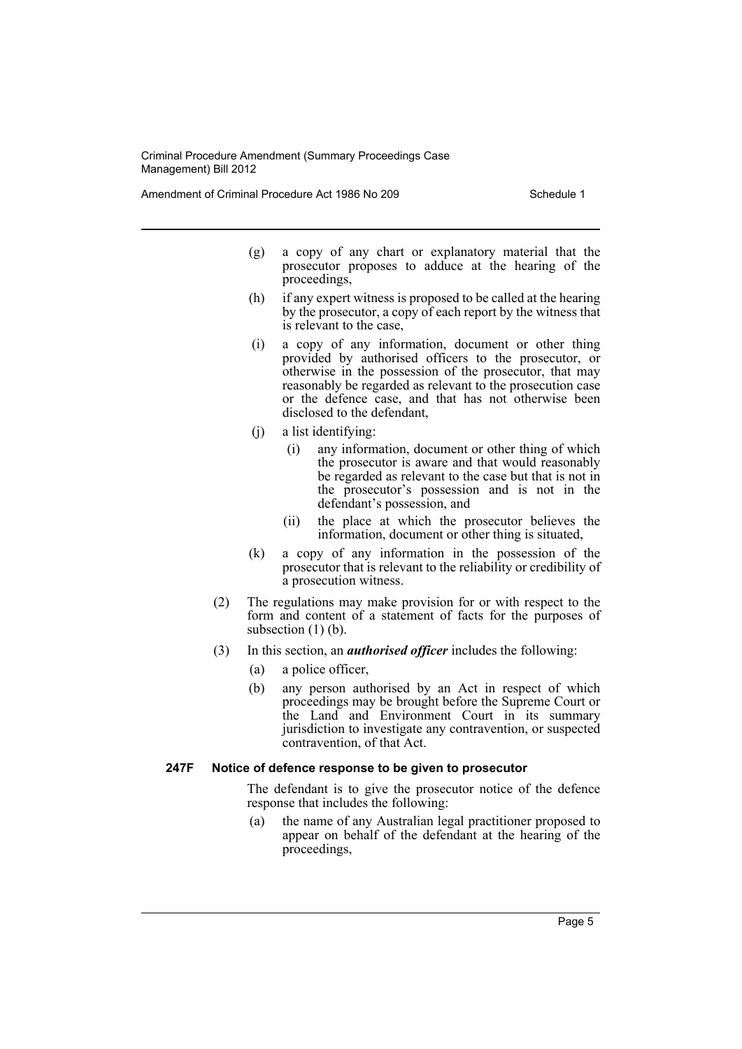- (g) a copy of any chart or explanatory material that the prosecutor proposes to adduce at the hearing of the proceedings,
- (h) if any expert witness is proposed to be called at the hearing by the prosecutor, a copy of each report by the witness that is relevant to the case,
- (i) a copy of any information, document or other thing provided by authorised officers to the prosecutor, or otherwise in the possession of the prosecutor, that may reasonably be regarded as relevant to the prosecution case or the defence case, and that has not otherwise been disclosed to the defendant,
- (j) a list identifying:
  - (i) any information, document or other thing of which the prosecutor is aware and that would reasonably be regarded as relevant to the case but that is not in the prosecutor's possession and is not in the defendant's possession, and
  - (ii) the place at which the prosecutor believes the information, document or other thing is situated,
- (k) a copy of any information in the possession of the prosecutor that is relevant to the reliability or credibility of a prosecution witness.

(2) The regulations may make provision for or with respect to the form and content of a statement of facts for the purposes of subsection (1) (b).

(3) In this section, an ***authorised officer*** includes the following:

- (a) a police officer,
- (b) any person authorised by an Act in respect of which proceedings may be brought before the Supreme Court or the Land and Environment Court in its summary jurisdiction to investigate any contravention, or suspected contravention, of that Act.

**247F Notice of defence response to be given to prosecutor**

The defendant is to give the prosecutor notice of the defence response that includes the following:

- (a) the name of any Australian legal practitioner proposed to appear on behalf of the defendant at the hearing of the proceedings,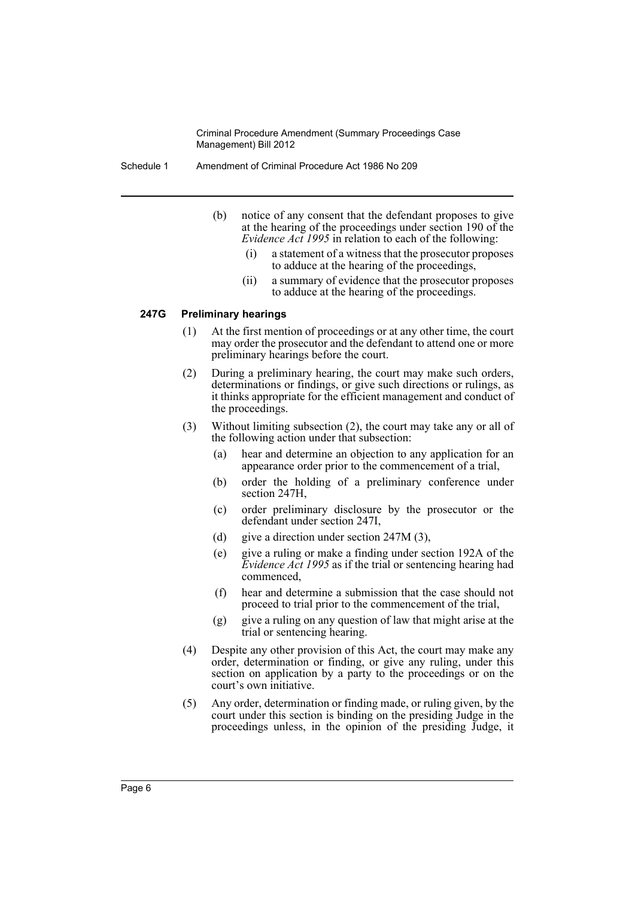(b) notice of any consent that the defendant proposes to give at the hearing of the proceedings under section 190 of the *Evidence Act 1995* in relation to each of the following:

   (i) a statement of a witness that the prosecutor proposes to adduce at the hearing of the proceedings,

   (ii) a summary of evidence that the prosecutor proposes to adduce at the hearing of the proceedings.

#### 247G Preliminary hearings

(1) At the first mention of proceedings or at any other time, the court may order the prosecutor and the defendant to attend one or more preliminary hearings before the court.

(2) During a preliminary hearing, the court may make such orders, determinations or findings, or give such directions or rulings, as it thinks appropriate for the efficient management and conduct of the proceedings.

(3) Without limiting subsection (2), the court may take any or all of the following action under that subsection:

   (a) hear and determine an objection to any application for an appearance order prior to the commencement of a trial,

   (b) order the holding of a preliminary conference under section 247H,

   (c) order preliminary disclosure by the prosecutor or the defendant under section 247I,

   (d) give a direction under section 247M (3),

   (e) give a ruling or make a finding under section 192A of the *Evidence Act 1995* as if the trial or sentencing hearing had commenced,

   (f) hear and determine a submission that the case should not proceed to trial prior to the commencement of the trial,

   (g) give a ruling on any question of law that might arise at the trial or sentencing hearing.

(4) Despite any other provision of this Act, the court may make any order, determination or finding, or give any ruling, under this section on application by a party to the proceedings or on the court's own initiative.

(5) Any order, determination or finding made, or ruling given, by the court under this section is binding on the presiding Judge in the proceedings unless, in the opinion of the presiding Judge, it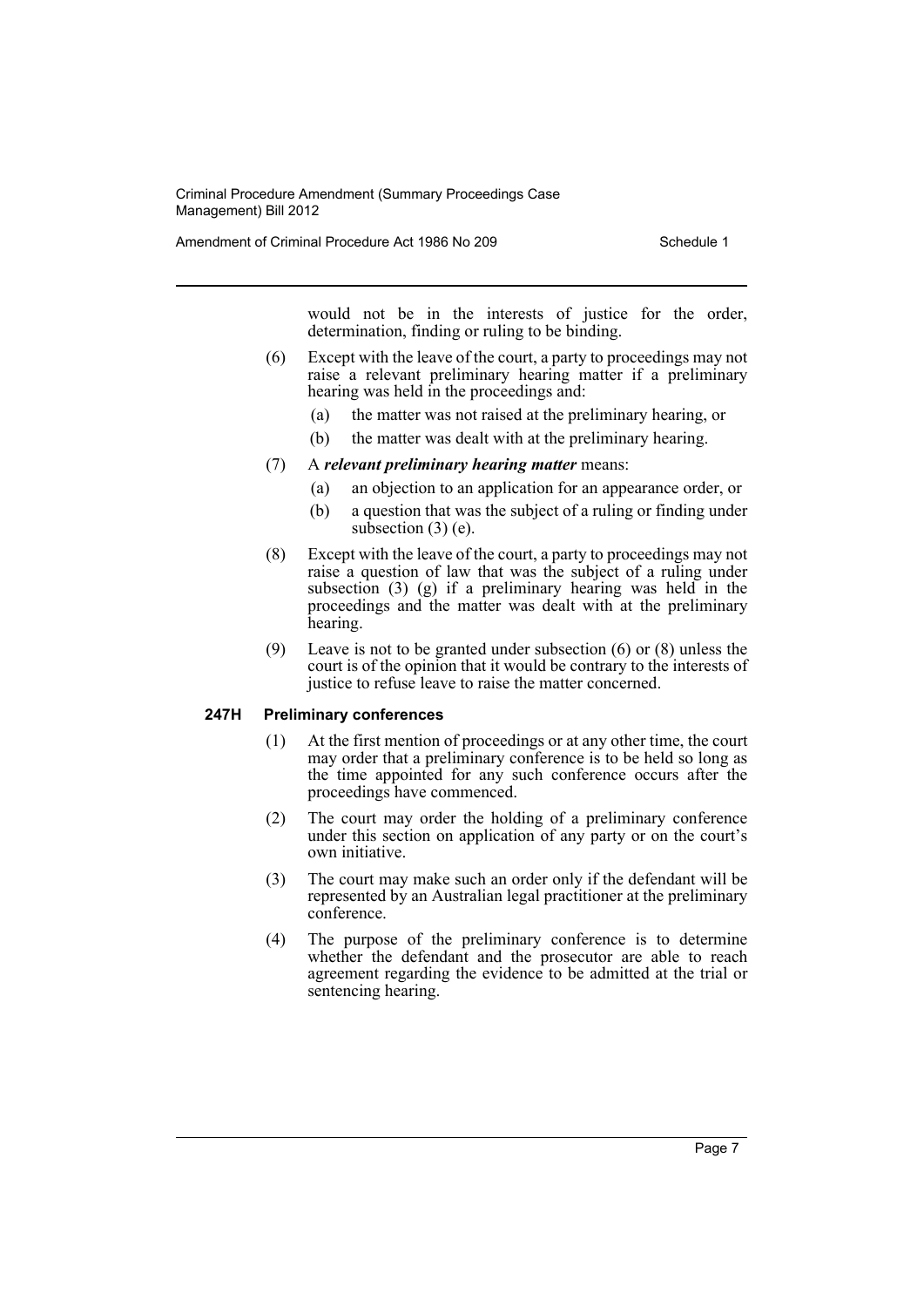would not be in the interests of justice for the order, determination, finding or ruling to be binding.

(6) Except with the leave of the court, a party to proceedings may not raise a relevant preliminary hearing matter if a preliminary hearing was held in the proceedings and:

- (a) the matter was not raised at the preliminary hearing, or
- (b) the matter was dealt with at the preliminary hearing.

(7) A ***relevant preliminary hearing matter*** means:

- (a) an objection to an application for an appearance order, or
- (b) a question that was the subject of a ruling or finding under subsection (3) (e).

(8) Except with the leave of the court, a party to proceedings may not raise a question of law that was the subject of a ruling under subsection (3) (g) if a preliminary hearing was held in the proceedings and the matter was dealt with at the preliminary hearing.

(9) Leave is not to be granted under subsection (6) or (8) unless the court is of the opinion that it would be contrary to the interests of justice to refuse leave to raise the matter concerned.

**247H Preliminary conferences**

(1) At the first mention of proceedings or at any other time, the court may order that a preliminary conference is to be held so long as the time appointed for any such conference occurs after the proceedings have commenced.

(2) The court may order the holding of a preliminary conference under this section on application of any party or on the court's own initiative.

(3) The court may make such an order only if the defendant will be represented by an Australian legal practitioner at the preliminary conference.

(4) The purpose of the preliminary conference is to determine whether the defendant and the prosecutor are able to reach agreement regarding the evidence to be admitted at the trial or sentencing hearing.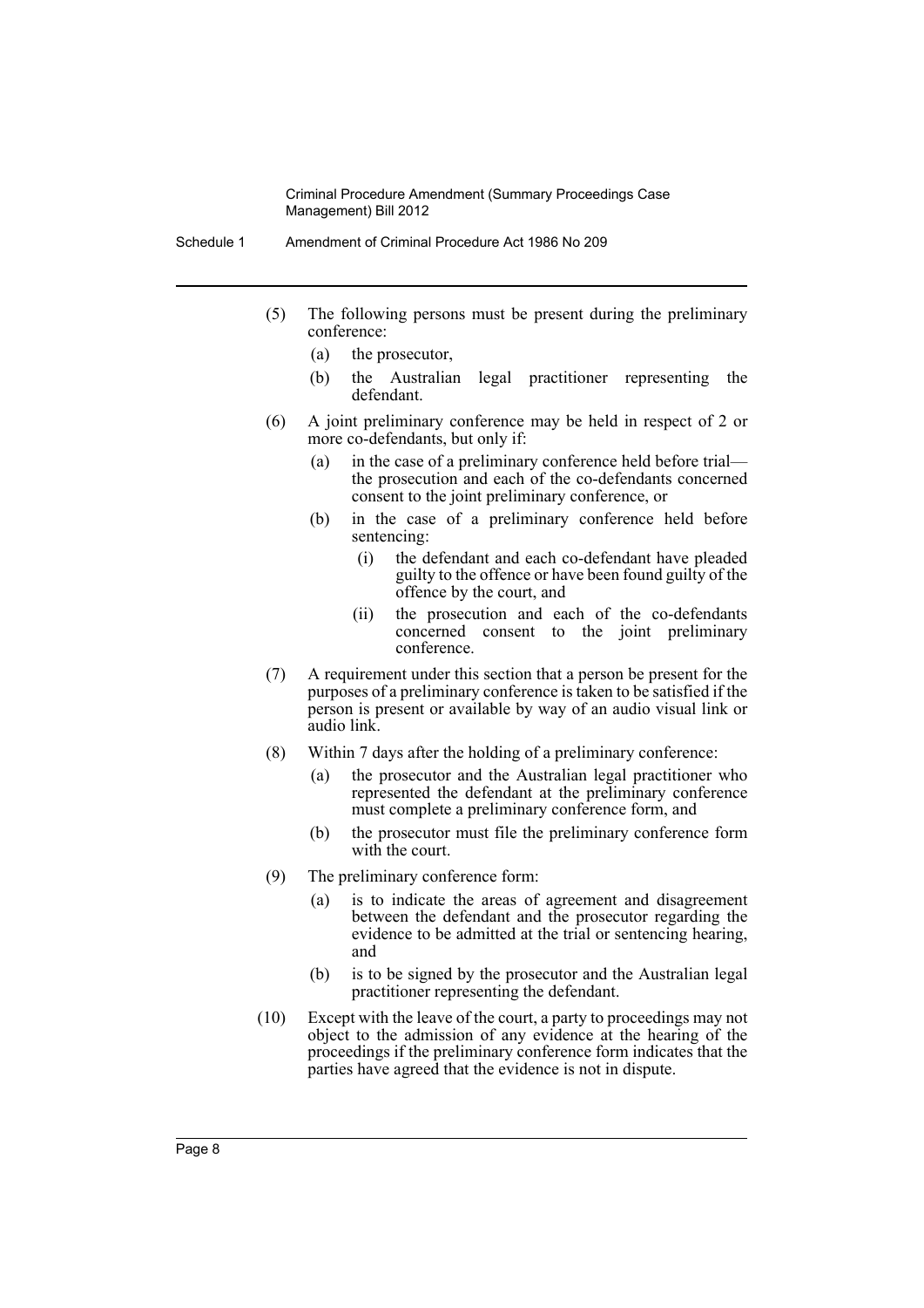(5) The following persons must be present during the preliminary conference:

  (a) the prosecutor,

  (b) the Australian legal practitioner representing the defendant.

(6) A joint preliminary conference may be held in respect of 2 or more co-defendants, but only if:

  (a) in the case of a preliminary conference held before trial—the prosecution and each of the co-defendants concerned consent to the joint preliminary conference, or

  (b) in the case of a preliminary conference held before sentencing:

    (i) the defendant and each co-defendant have pleaded guilty to the offence or have been found guilty of the offence by the court, and

    (ii) the prosecution and each of the co-defendants concerned consent to the joint preliminary conference.

(7) A requirement under this section that a person be present for the purposes of a preliminary conference is taken to be satisfied if the person is present or available by way of an audio visual link or audio link.

(8) Within 7 days after the holding of a preliminary conference:

  (a) the prosecutor and the Australian legal practitioner who represented the defendant at the preliminary conference must complete a preliminary conference form, and

  (b) the prosecutor must file the preliminary conference form with the court.

(9) The preliminary conference form:

  (a) is to indicate the areas of agreement and disagreement between the defendant and the prosecutor regarding the evidence to be admitted at the trial or sentencing hearing, and

  (b) is to be signed by the prosecutor and the Australian legal practitioner representing the defendant.

(10) Except with the leave of the court, a party to proceedings may not object to the admission of any evidence at the hearing of the proceedings if the preliminary conference form indicates that the parties have agreed that the evidence is not in dispute.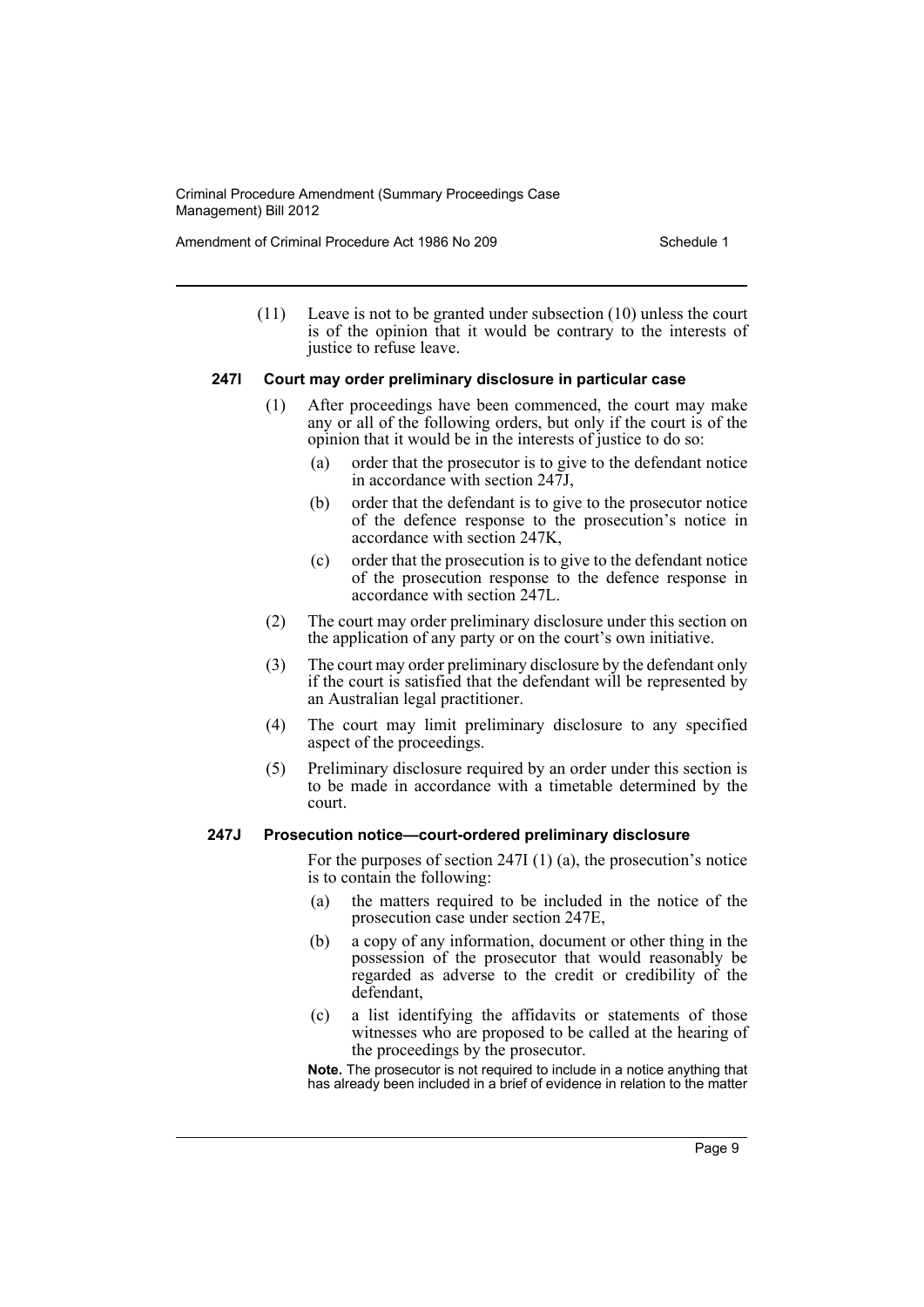(11) Leave is not to be granted under subsection (10) unless the court is of the opinion that it would be contrary to the interests of justice to refuse leave.

### 247I Court may order preliminary disclosure in particular case

(1) After proceedings have been commenced, the court may make any or all of the following orders, but only if the court is of the opinion that it would be in the interests of justice to do so:

- (a) order that the prosecutor is to give to the defendant notice in accordance with section 247J,
- (b) order that the defendant is to give to the prosecutor notice of the defence response to the prosecution's notice in accordance with section 247K,
- (c) order that the prosecution is to give to the defendant notice of the prosecution response to the defence response in accordance with section 247L.

(2) The court may order preliminary disclosure under this section on the application of any party or on the court's own initiative.

(3) The court may order preliminary disclosure by the defendant only if the court is satisfied that the defendant will be represented by an Australian legal practitioner.

(4) The court may limit preliminary disclosure to any specified aspect of the proceedings.

(5) Preliminary disclosure required by an order under this section is to be made in accordance with a timetable determined by the court.

### 247J Prosecution notice—court-ordered preliminary disclosure

For the purposes of section 247I (1) (a), the prosecution's notice is to contain the following:

- (a) the matters required to be included in the notice of the prosecution case under section 247E,
- (b) a copy of any information, document or other thing in the possession of the prosecutor that would reasonably be regarded as adverse to the credit or credibility of the defendant,
- (c) a list identifying the affidavits or statements of those witnesses who are proposed to be called at the hearing of the proceedings by the prosecutor.

**Note.** The prosecutor is not required to include in a notice anything that has already been included in a brief of evidence in relation to the matter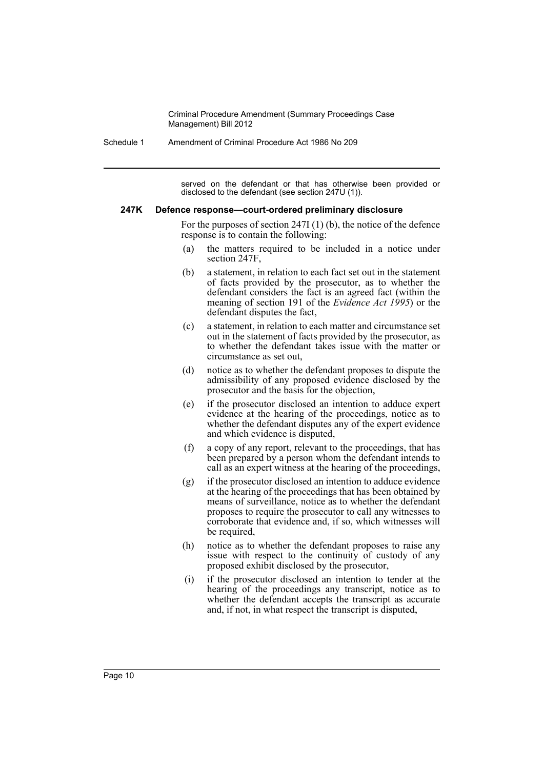served on the defendant or that has otherwise been provided or disclosed to the defendant (see section 247U (1)).

**247K Defence response—court-ordered preliminary disclosure**

For the purposes of section 247I (1) (b), the notice of the defence response is to contain the following:

(a) the matters required to be included in a notice under section 247F,

(b) a statement, in relation to each fact set out in the statement of facts provided by the prosecutor, as to whether the defendant considers the fact is an agreed fact (within the meaning of section 191 of the *Evidence Act 1995*) or the defendant disputes the fact,

(c) a statement, in relation to each matter and circumstance set out in the statement of facts provided by the prosecutor, as to whether the defendant takes issue with the matter or circumstance as set out,

(d) notice as to whether the defendant proposes to dispute the admissibility of any proposed evidence disclosed by the prosecutor and the basis for the objection,

(e) if the prosecutor disclosed an intention to adduce expert evidence at the hearing of the proceedings, notice as to whether the defendant disputes any of the expert evidence and which evidence is disputed,

(f) a copy of any report, relevant to the proceedings, that has been prepared by a person whom the defendant intends to call as an expert witness at the hearing of the proceedings,

(g) if the prosecutor disclosed an intention to adduce evidence at the hearing of the proceedings that has been obtained by means of surveillance, notice as to whether the defendant proposes to require the prosecutor to call any witnesses to corroborate that evidence and, if so, which witnesses will be required,

(h) notice as to whether the defendant proposes to raise any issue with respect to the continuity of custody of any proposed exhibit disclosed by the prosecutor,

(i) if the prosecutor disclosed an intention to tender at the hearing of the proceedings any transcript, notice as to whether the defendant accepts the transcript as accurate and, if not, in what respect the transcript is disputed,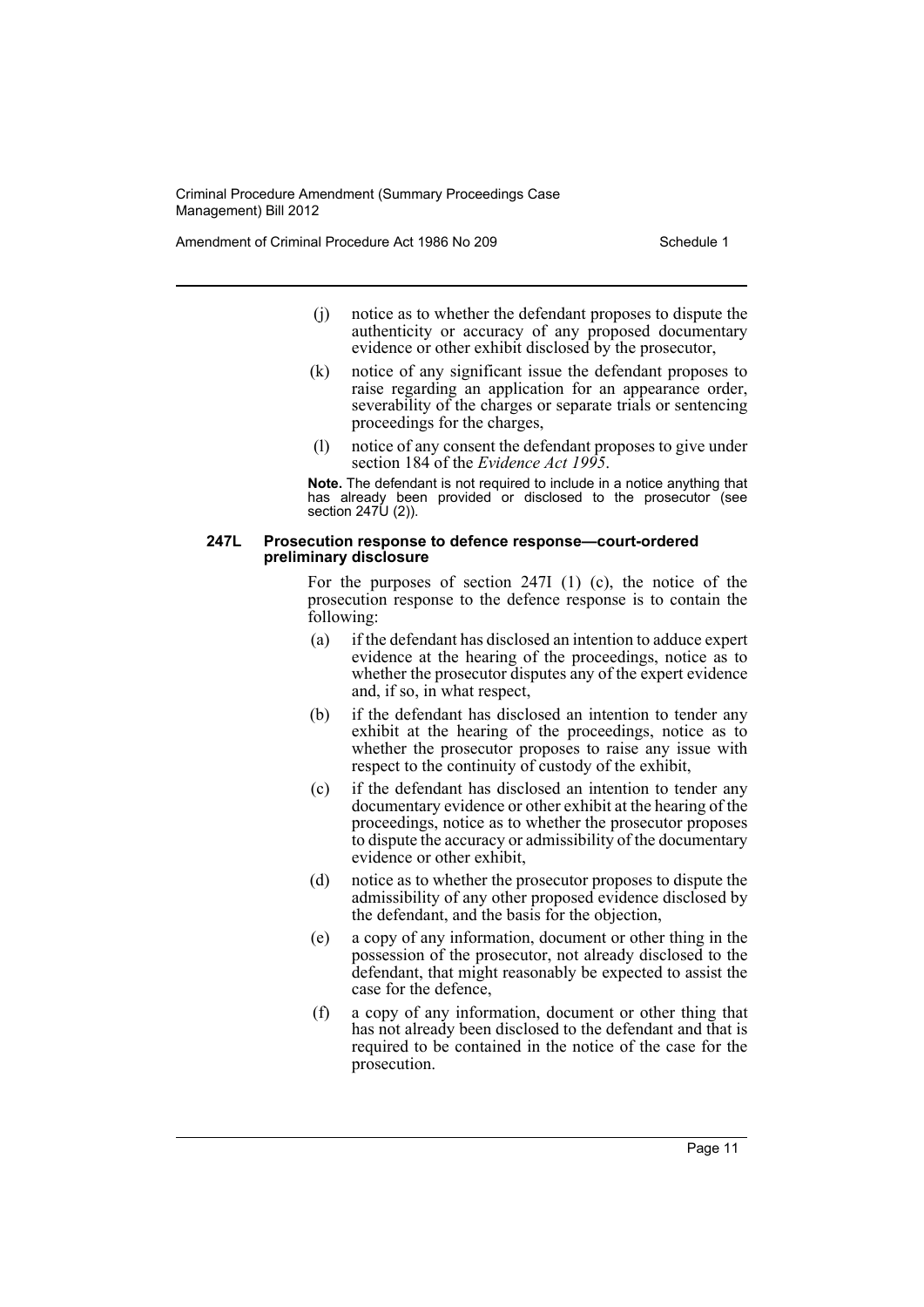(j) notice as to whether the defendant proposes to dispute the authenticity or accuracy of any proposed documentary evidence or other exhibit disclosed by the prosecutor,

(k) notice of any significant issue the defendant proposes to raise regarding an application for an appearance order, severability of the charges or separate trials or sentencing proceedings for the charges,

(l) notice of any consent the defendant proposes to give under section 184 of the *Evidence Act 1995*.

**Note.** The defendant is not required to include in a notice anything that has already been provided or disclosed to the prosecutor (see section 247U (2)).

#### 247L Prosecution response to defence response—court-ordered preliminary disclosure

For the purposes of section 247I (1) (c), the notice of the prosecution response to the defence response is to contain the following:

(a) if the defendant has disclosed an intention to adduce expert evidence at the hearing of the proceedings, notice as to whether the prosecutor disputes any of the expert evidence and, if so, in what respect,

(b) if the defendant has disclosed an intention to tender any exhibit at the hearing of the proceedings, notice as to whether the prosecutor proposes to raise any issue with respect to the continuity of custody of the exhibit,

(c) if the defendant has disclosed an intention to tender any documentary evidence or other exhibit at the hearing of the proceedings, notice as to whether the prosecutor proposes to dispute the accuracy or admissibility of the documentary evidence or other exhibit,

(d) notice as to whether the prosecutor proposes to dispute the admissibility of any other proposed evidence disclosed by the defendant, and the basis for the objection,

(e) a copy of any information, document or other thing in the possession of the prosecutor, not already disclosed to the defendant, that might reasonably be expected to assist the case for the defence,

(f) a copy of any information, document or other thing that has not already been disclosed to the defendant and that is required to be contained in the notice of the case for the prosecution.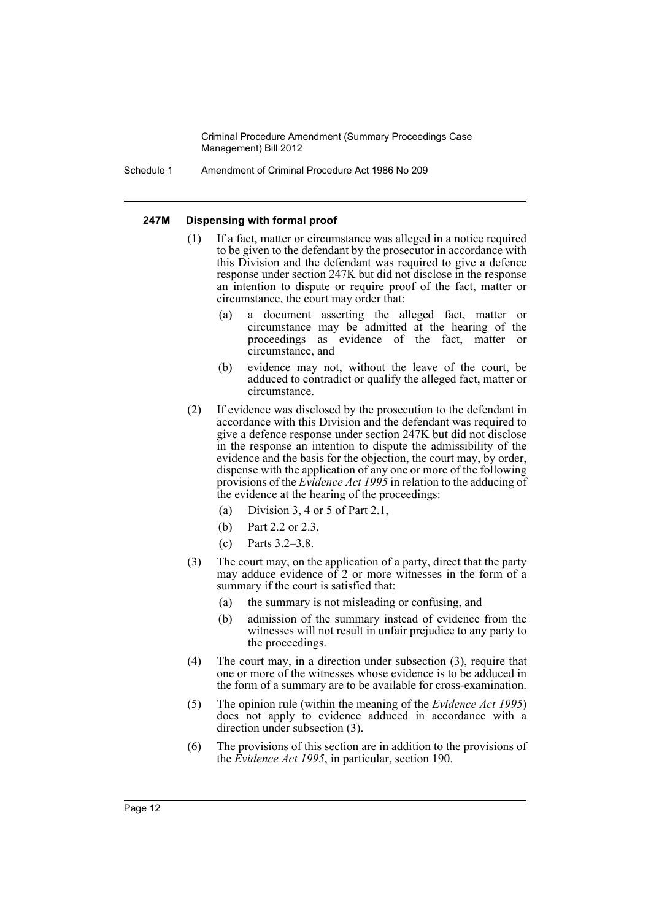#### 247M Dispensing with formal proof

(1) If a fact, matter or circumstance was alleged in a notice required to be given to the defendant by the prosecutor in accordance with this Division and the defendant was required to give a defence response under section 247K but did not disclose in the response an intention to dispute or require proof of the fact, matter or circumstance, the court may order that:

- (a) a document asserting the alleged fact, matter or circumstance may be admitted at the hearing of the proceedings as evidence of the fact, matter or circumstance, and
- (b) evidence may not, without the leave of the court, be adduced to contradict or qualify the alleged fact, matter or circumstance.

(2) If evidence was disclosed by the prosecution to the defendant in accordance with this Division and the defendant was required to give a defence response under section 247K but did not disclose in the response an intention to dispute the admissibility of the evidence and the basis for the objection, the court may, by order, dispense with the application of any one or more of the following provisions of the *Evidence Act 1995* in relation to the adducing of the evidence at the hearing of the proceedings:

- (a) Division 3, 4 or 5 of Part 2.1,
- (b) Part 2.2 or 2.3,
- (c) Parts 3.2–3.8.

(3) The court may, on the application of a party, direct that the party may adduce evidence of 2 or more witnesses in the form of a summary if the court is satisfied that:

- (a) the summary is not misleading or confusing, and
- (b) admission of the summary instead of evidence from the witnesses will not result in unfair prejudice to any party to the proceedings.

(4) The court may, in a direction under subsection (3), require that one or more of the witnesses whose evidence is to be adduced in the form of a summary are to be available for cross-examination.

(5) The opinion rule (within the meaning of the *Evidence Act 1995*) does not apply to evidence adduced in accordance with a direction under subsection (3).

(6) The provisions of this section are in addition to the provisions of the *Evidence Act 1995*, in particular, section 190.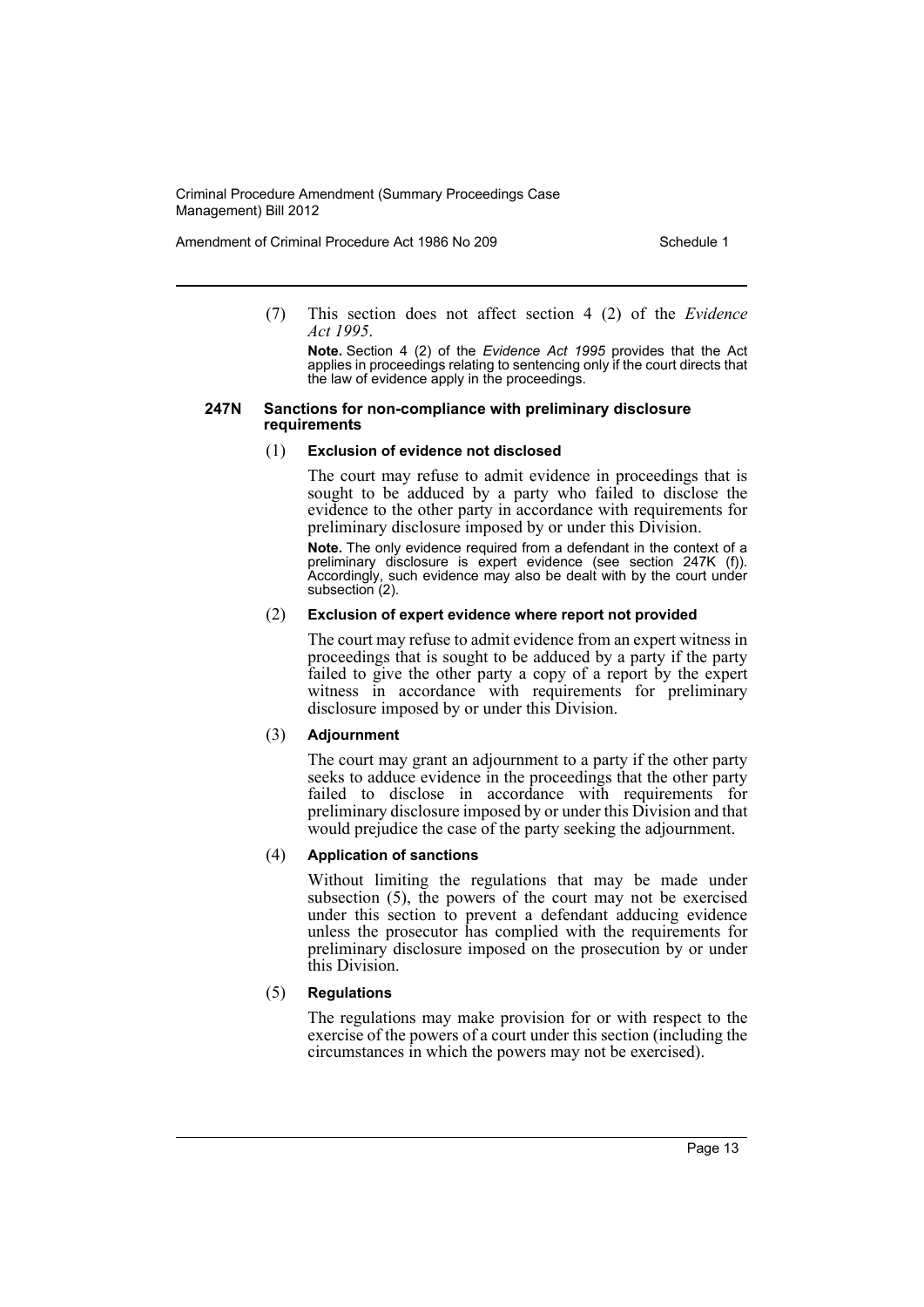(7) This section does not affect section 4 (2) of the *Evidence Act 1995*.

**Note.** Section 4 (2) of the *Evidence Act 1995* provides that the Act applies in proceedings relating to sentencing only if the court directs that the law of evidence apply in the proceedings.

#### 247N Sanctions for non-compliance with preliminary disclosure requirements

(1) **Exclusion of evidence not disclosed**

The court may refuse to admit evidence in proceedings that is sought to be adduced by a party who failed to disclose the evidence to the other party in accordance with requirements for preliminary disclosure imposed by or under this Division.

**Note.** The only evidence required from a defendant in the context of a preliminary disclosure is expert evidence (see section 247K (f)). Accordingly, such evidence may also be dealt with by the court under subsection (2).

(2) **Exclusion of expert evidence where report not provided**

The court may refuse to admit evidence from an expert witness in proceedings that is sought to be adduced by a party if the party failed to give the other party a copy of a report by the expert witness in accordance with requirements for preliminary disclosure imposed by or under this Division.

(3) **Adjournment**

The court may grant an adjournment to a party if the other party seeks to adduce evidence in the proceedings that the other party failed to disclose in accordance with requirements for preliminary disclosure imposed by or under this Division and that would prejudice the case of the party seeking the adjournment.

(4) **Application of sanctions**

Without limiting the regulations that may be made under subsection (5), the powers of the court may not be exercised under this section to prevent a defendant adducing evidence unless the prosecutor has complied with the requirements for preliminary disclosure imposed on the prosecution by or under this Division.

(5) **Regulations**

The regulations may make provision for or with respect to the exercise of the powers of a court under this section (including the circumstances in which the powers may not be exercised).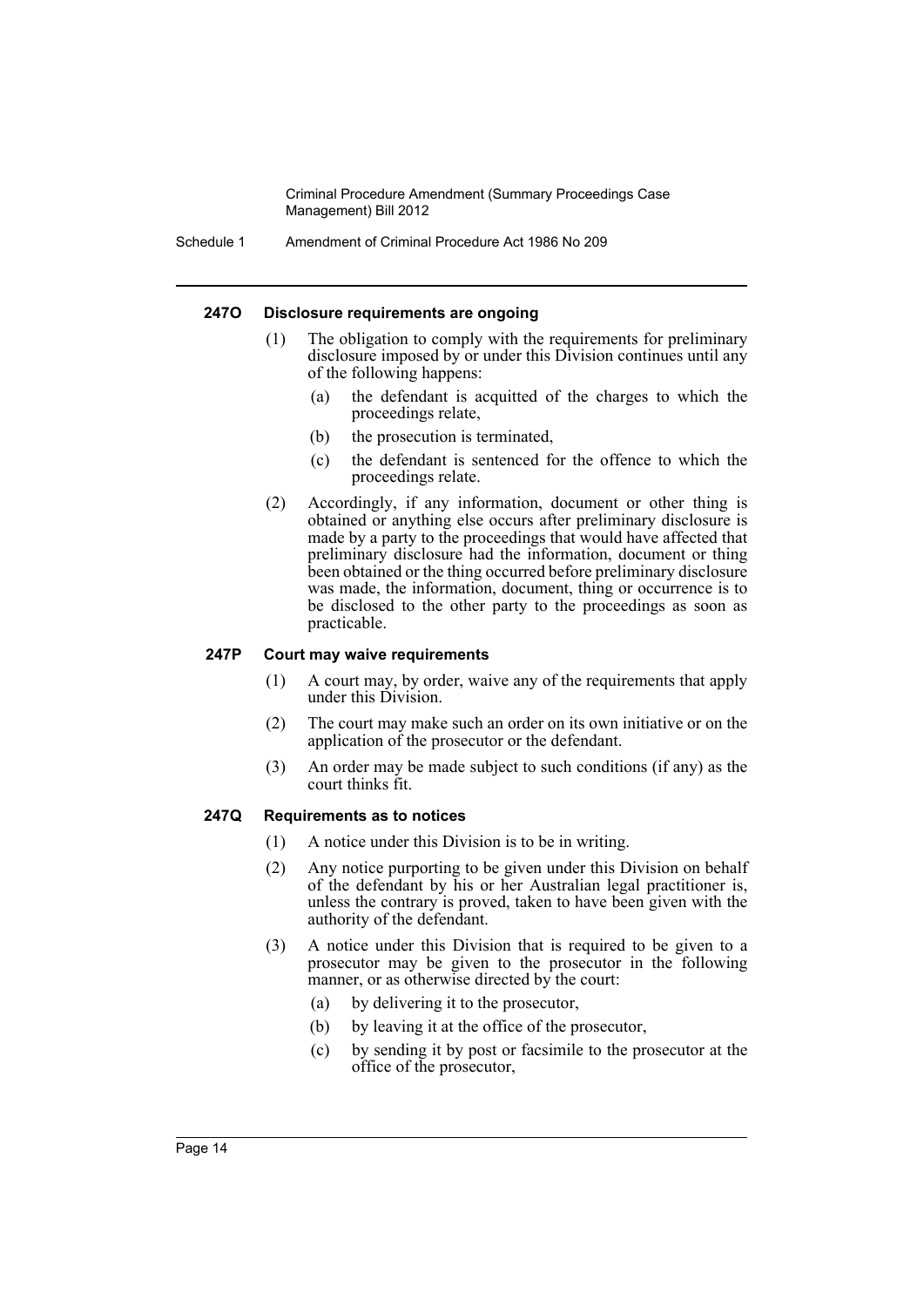#### 247O Disclosure requirements are ongoing

(1) The obligation to comply with the requirements for preliminary disclosure imposed by or under this Division continues until any of the following happens:

- (a) the defendant is acquitted of the charges to which the proceedings relate,
- (b) the prosecution is terminated,
- (c) the defendant is sentenced for the offence to which the proceedings relate.

(2) Accordingly, if any information, document or other thing is obtained or anything else occurs after preliminary disclosure is made by a party to the proceedings that would have affected that preliminary disclosure had the information, document or thing been obtained or the thing occurred before preliminary disclosure was made, the information, document, thing or occurrence is to be disclosed to the other party to the proceedings as soon as practicable.

#### 247P Court may waive requirements

(1) A court may, by order, waive any of the requirements that apply under this Division.

(2) The court may make such an order on its own initiative or on the application of the prosecutor or the defendant.

(3) An order may be made subject to such conditions (if any) as the court thinks fit.

#### 247Q Requirements as to notices

(1) A notice under this Division is to be in writing.

(2) Any notice purporting to be given under this Division on behalf of the defendant by his or her Australian legal practitioner is, unless the contrary is proved, taken to have been given with the authority of the defendant.

(3) A notice under this Division that is required to be given to a prosecutor may be given to the prosecutor in the following manner, or as otherwise directed by the court:

- (a) by delivering it to the prosecutor,
- (b) by leaving it at the office of the prosecutor,
- (c) by sending it by post or facsimile to the prosecutor at the office of the prosecutor,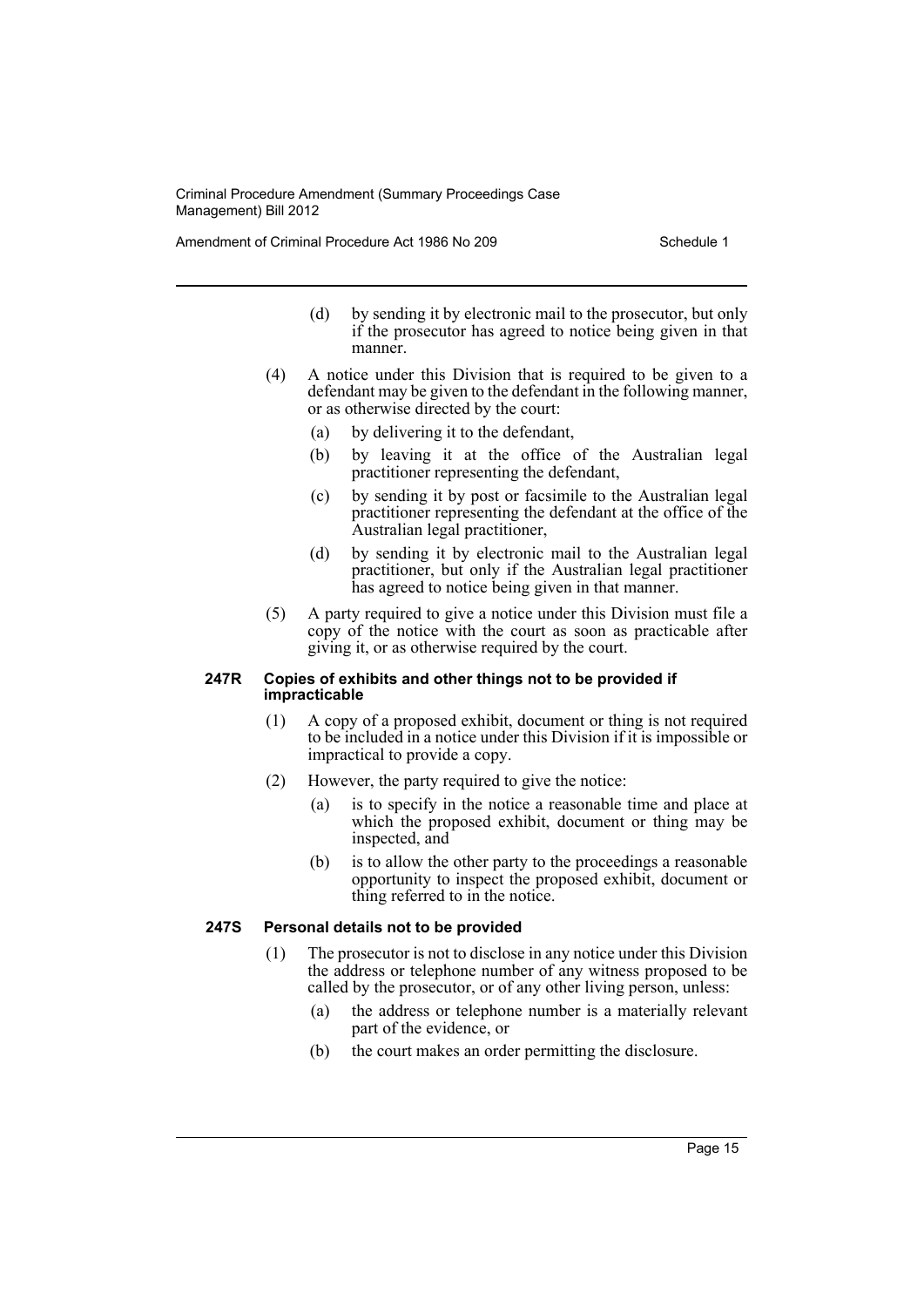(d) by sending it by electronic mail to the prosecutor, but only if the prosecutor has agreed to notice being given in that manner.

(4) A notice under this Division that is required to be given to a defendant may be given to the defendant in the following manner, or as otherwise directed by the court:

(a) by delivering it to the defendant,

(b) by leaving it at the office of the Australian legal practitioner representing the defendant,

(c) by sending it by post or facsimile to the Australian legal practitioner representing the defendant at the office of the Australian legal practitioner,

(d) by sending it by electronic mail to the Australian legal practitioner, but only if the Australian legal practitioner has agreed to notice being given in that manner.

(5) A party required to give a notice under this Division must file a copy of the notice with the court as soon as practicable after giving it, or as otherwise required by the court.

#### 247R Copies of exhibits and other things not to be provided if impracticable

(1) A copy of a proposed exhibit, document or thing is not required to be included in a notice under this Division if it is impossible or impractical to provide a copy.

(2) However, the party required to give the notice:

(a) is to specify in the notice a reasonable time and place at which the proposed exhibit, document or thing may be inspected, and

(b) is to allow the other party to the proceedings a reasonable opportunity to inspect the proposed exhibit, document or thing referred to in the notice.

#### 247S Personal details not to be provided

(1) The prosecutor is not to disclose in any notice under this Division the address or telephone number of any witness proposed to be called by the prosecutor, or of any other living person, unless:

(a) the address or telephone number is a materially relevant part of the evidence, or

(b) the court makes an order permitting the disclosure.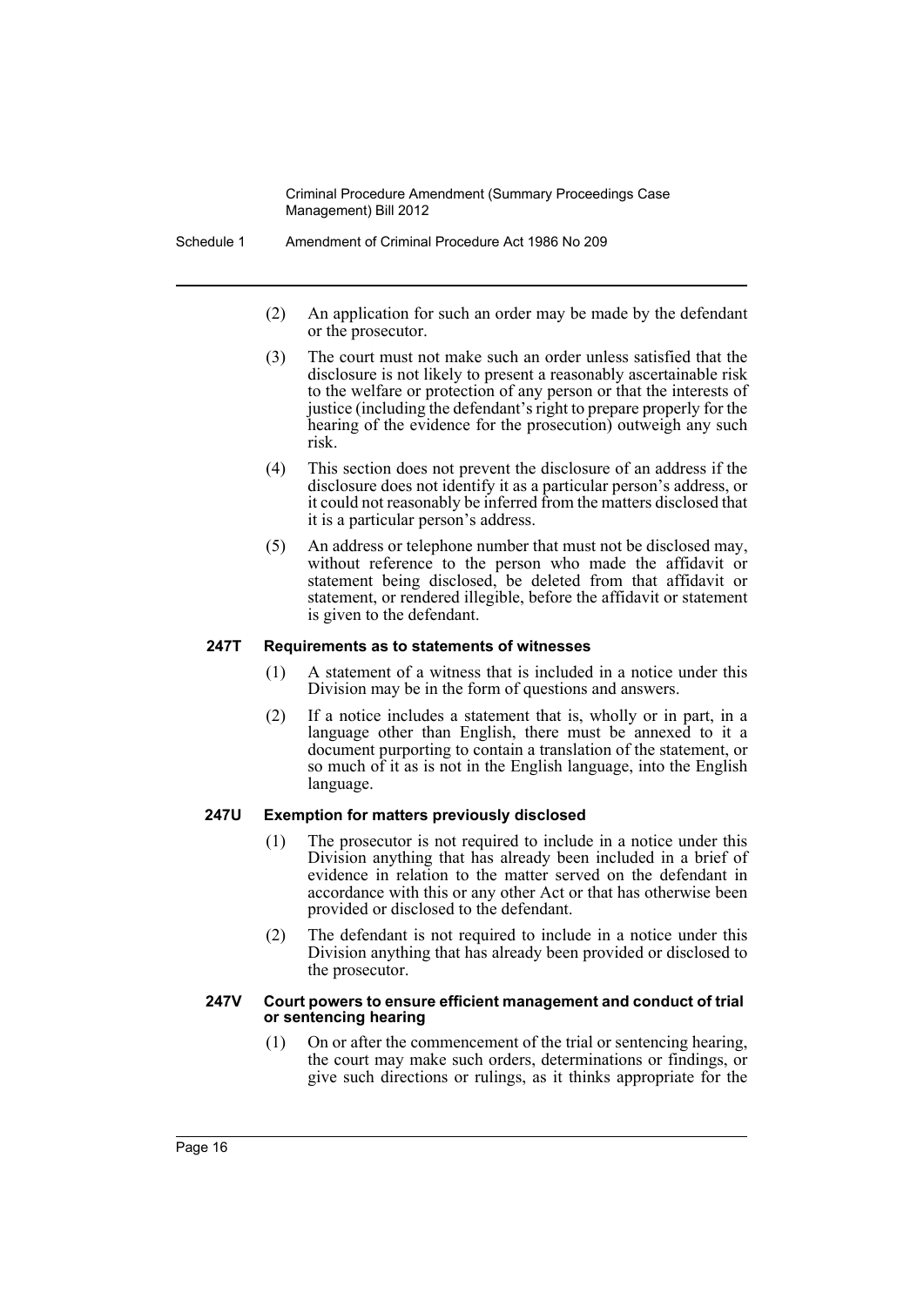(2) An application for such an order may be made by the defendant or the prosecutor.

(3) The court must not make such an order unless satisfied that the disclosure is not likely to present a reasonably ascertainable risk to the welfare or protection of any person or that the interests of justice (including the defendant's right to prepare properly for the hearing of the evidence for the prosecution) outweigh any such risk.

(4) This section does not prevent the disclosure of an address if the disclosure does not identify it as a particular person's address, or it could not reasonably be inferred from the matters disclosed that it is a particular person's address.

(5) An address or telephone number that must not be disclosed may, without reference to the person who made the affidavit or statement being disclosed, be deleted from that affidavit or statement, or rendered illegible, before the affidavit or statement is given to the defendant.

**247T Requirements as to statements of witnesses**

(1) A statement of a witness that is included in a notice under this Division may be in the form of questions and answers.

(2) If a notice includes a statement that is, wholly or in part, in a language other than English, there must be annexed to it a document purporting to contain a translation of the statement, or so much of it as is not in the English language, into the English language.

**247U Exemption for matters previously disclosed**

(1) The prosecutor is not required to include in a notice under this Division anything that has already been included in a brief of evidence in relation to the matter served on the defendant in accordance with this or any other Act or that has otherwise been provided or disclosed to the defendant.

(2) The defendant is not required to include in a notice under this Division anything that has already been provided or disclosed to the prosecutor.

**247V Court powers to ensure efficient management and conduct of trial or sentencing hearing**

(1) On or after the commencement of the trial or sentencing hearing, the court may make such orders, determinations or findings, or give such directions or rulings, as it thinks appropriate for the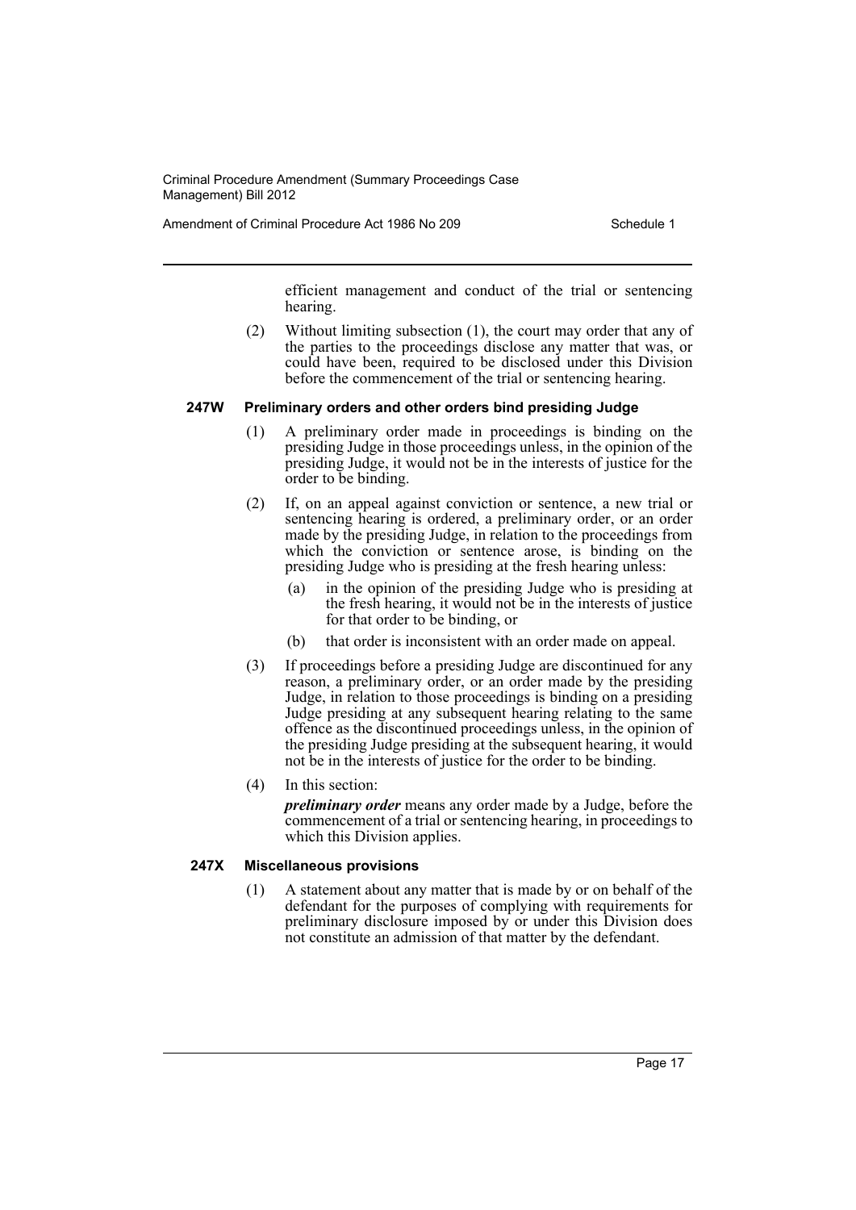efficient management and conduct of the trial or sentencing hearing.

(2) Without limiting subsection (1), the court may order that any of the parties to the proceedings disclose any matter that was, or could have been, required to be disclosed under this Division before the commencement of the trial or sentencing hearing.

#### 247W Preliminary orders and other orders bind presiding Judge

(1) A preliminary order made in proceedings is binding on the presiding Judge in those proceedings unless, in the opinion of the presiding Judge, it would not be in the interests of justice for the order to be binding.

(2) If, on an appeal against conviction or sentence, a new trial or sentencing hearing is ordered, a preliminary order, or an order made by the presiding Judge, in relation to the proceedings from which the conviction or sentence arose, is binding on the presiding Judge who is presiding at the fresh hearing unless:

- (a) in the opinion of the presiding Judge who is presiding at the fresh hearing, it would not be in the interests of justice for that order to be binding, or
- (b) that order is inconsistent with an order made on appeal.

(3) If proceedings before a presiding Judge are discontinued for any reason, a preliminary order, or an order made by the presiding Judge, in relation to those proceedings is binding on a presiding Judge presiding at any subsequent hearing relating to the same offence as the discontinued proceedings unless, in the opinion of the presiding Judge presiding at the subsequent hearing, it would not be in the interests of justice for the order to be binding.

(4) In this section:

***preliminary order*** means any order made by a Judge, before the commencement of a trial or sentencing hearing, in proceedings to which this Division applies.

#### 247X Miscellaneous provisions

(1) A statement about any matter that is made by or on behalf of the defendant for the purposes of complying with requirements for preliminary disclosure imposed by or under this Division does not constitute an admission of that matter by the defendant.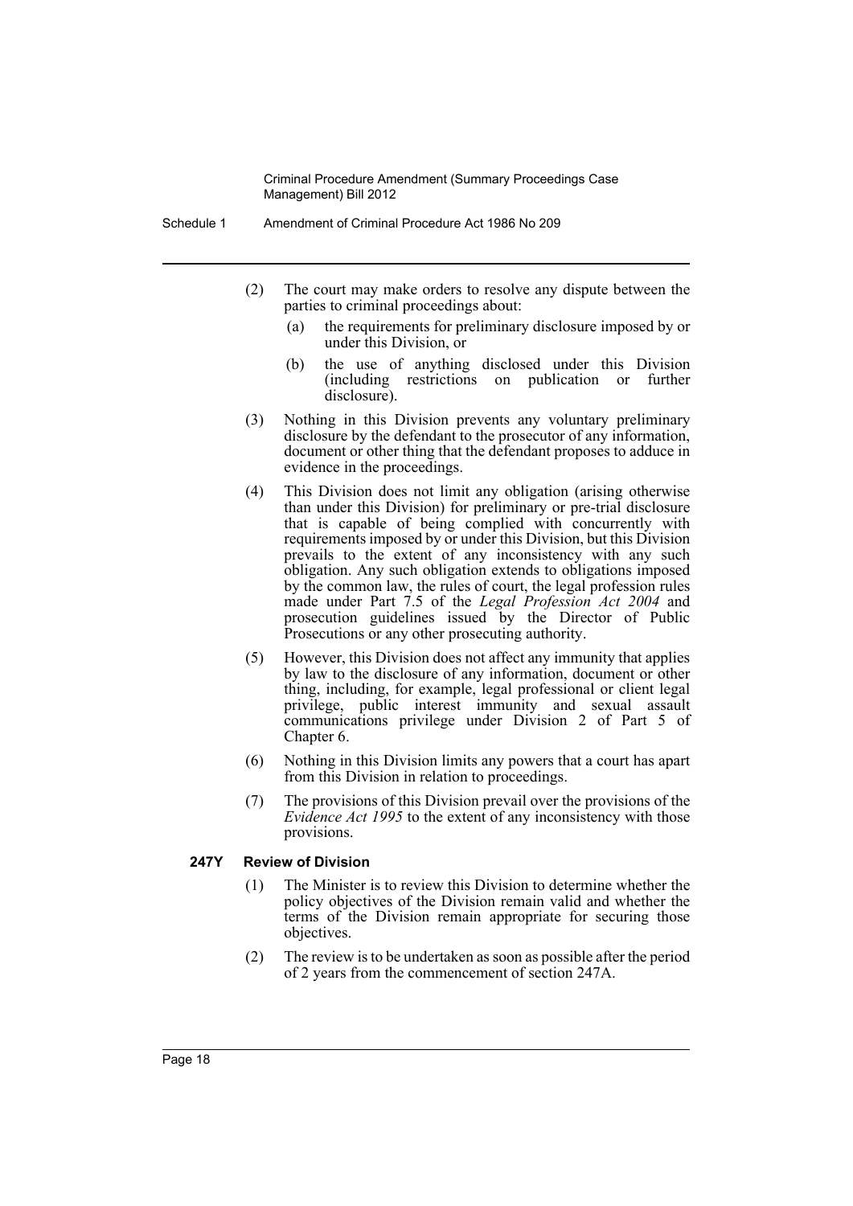(2) The court may make orders to resolve any dispute between the parties to criminal proceedings about:

(a) the requirements for preliminary disclosure imposed by or under this Division, or

(b) the use of anything disclosed under this Division (including restrictions on publication or further disclosure).

(3) Nothing in this Division prevents any voluntary preliminary disclosure by the defendant to the prosecutor of any information, document or other thing that the defendant proposes to adduce in evidence in the proceedings.

(4) This Division does not limit any obligation (arising otherwise than under this Division) for preliminary or pre-trial disclosure that is capable of being complied with concurrently with requirements imposed by or under this Division, but this Division prevails to the extent of any inconsistency with any such obligation. Any such obligation extends to obligations imposed by the common law, the rules of court, the legal profession rules made under Part 7.5 of the *Legal Profession Act 2004* and prosecution guidelines issued by the Director of Public Prosecutions or any other prosecuting authority.

(5) However, this Division does not affect any immunity that applies by law to the disclosure of any information, document or other thing, including, for example, legal professional or client legal privilege, public interest immunity and sexual assault communications privilege under Division 2 of Part 5 of Chapter 6.

(6) Nothing in this Division limits any powers that a court has apart from this Division in relation to proceedings.

(7) The provisions of this Division prevail over the provisions of the *Evidence Act 1995* to the extent of any inconsistency with those provisions.

### 247Y Review of Division

(1) The Minister is to review this Division to determine whether the policy objectives of the Division remain valid and whether the terms of the Division remain appropriate for securing those objectives.

(2) The review is to be undertaken as soon as possible after the period of 2 years from the commencement of section 247A.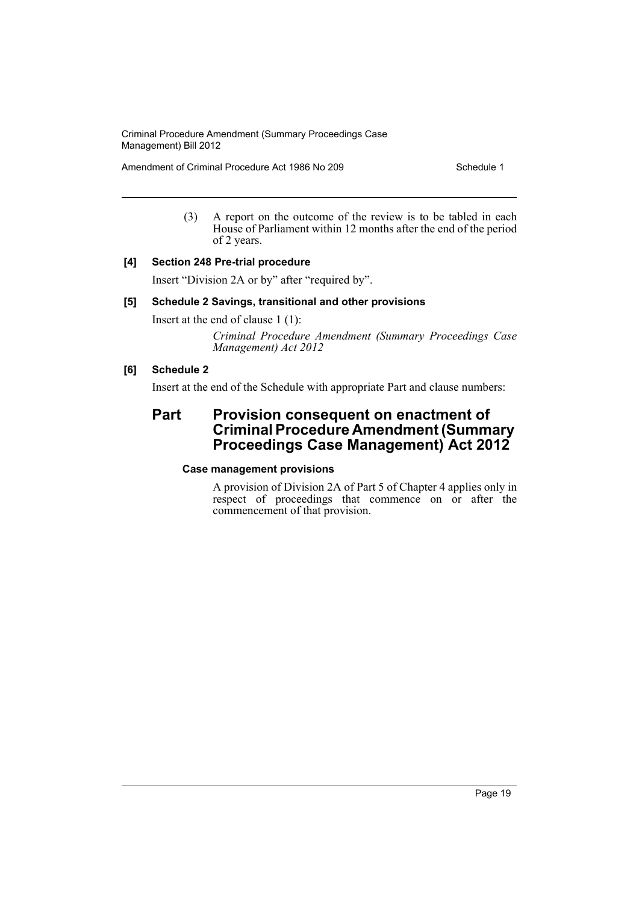(3) A report on the outcome of the review is to be tabled in each House of Parliament within 12 months after the end of the period of 2 years.

**[4] Section 248 Pre-trial procedure**

Insert "Division 2A or by" after "required by".

**[5] Schedule 2 Savings, transitional and other provisions**

Insert at the end of clause 1 (1):

*Criminal Procedure Amendment (Summary Proceedings Case Management) Act 2012*

**[6] Schedule 2**

Insert at the end of the Schedule with appropriate Part and clause numbers:

## Part Provision consequent on enactment of Criminal Procedure Amendment (Summary Proceedings Case Management) Act 2012

**Case management provisions**

A provision of Division 2A of Part 5 of Chapter 4 applies only in respect of proceedings that commence on or after the commencement of that provision.